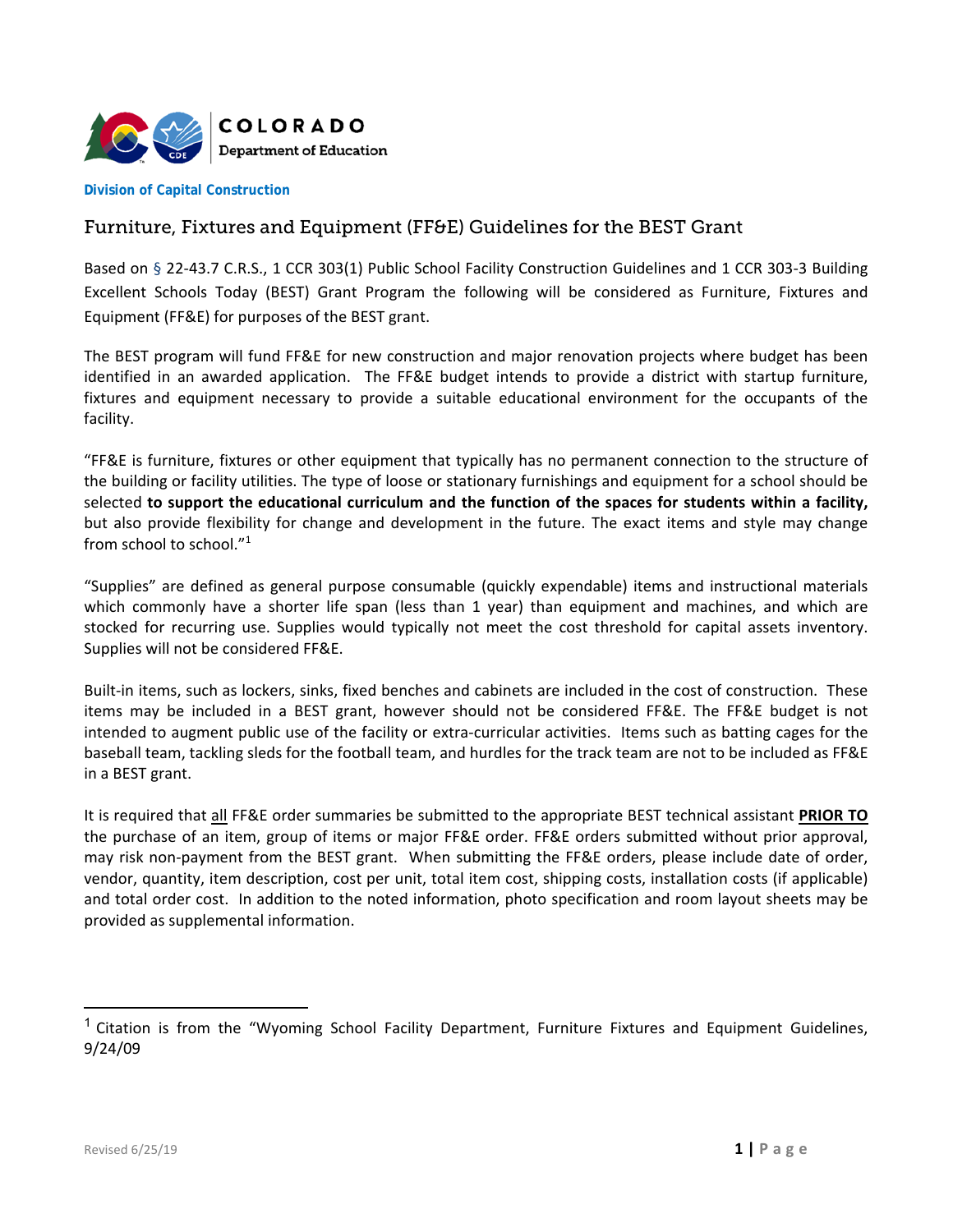COLORADO
Department of Education

**Division of Capital Construction**

# Furniture, Fixtures and Equipment (FF&E) Guidelines for the BEST Grant

Based on § 22-43.7 C.R.S., 1 CCR 303(1) Public School Facility Construction Guidelines and 1 CCR 303-3 Building Excellent Schools Today (BEST) Grant Program the following will be considered as Furniture, Fixtures and Equipment (FF&E) for purposes of the BEST grant.

The BEST program will fund FF&E for new construction and major renovation projects where budget has been identified in an awarded application. The FF&E budget intends to provide a district with startup furniture, fixtures and equipment necessary to provide a suitable educational environment for the occupants of the facility.

"FF&E is furniture, fixtures or other equipment that typically has no permanent connection to the structure of the building or facility utilities. The type of loose or stationary furnishings and equipment for a school should be selected **to support the educational curriculum and the function of the spaces for students within a facility,** but also provide flexibility for change and development in the future. The exact items and style may change from school to school."[1]

"Supplies" are defined as general purpose consumable (quickly expendable) items and instructional materials which commonly have a shorter life span (less than 1 year) than equipment and machines, and which are stocked for recurring use. Supplies would typically not meet the cost threshold for capital assets inventory. Supplies will not be considered FF&E.

Built-in items, such as lockers, sinks, fixed benches and cabinets are included in the cost of construction. These items may be included in a BEST grant, however should not be considered FF&E. The FF&E budget is not intended to augment public use of the facility or extra-curricular activities. Items such as batting cages for the baseball team, tackling sleds for the football team, and hurdles for the track team are not to be included as FF&E in a BEST grant.

It is required that <u>all</u> FF&E order summaries be submitted to the appropriate BEST technical assistant **<u>PRIOR TO</u>** the purchase of an item, group of items or major FF&E order. FF&E orders submitted without prior approval, may risk non-payment from the BEST grant. When submitting the FF&E orders, please include date of order, vendor, quantity, item description, cost per unit, total item cost, shipping costs, installation costs (if applicable) and total order cost. In addition to the noted information, photo specification and room layout sheets may be provided as supplemental information.

---

[1] Citation is from the "Wyoming School Facility Department, Furniture Fixtures and Equipment Guidelines, 9/24/09

Revised 6/25/19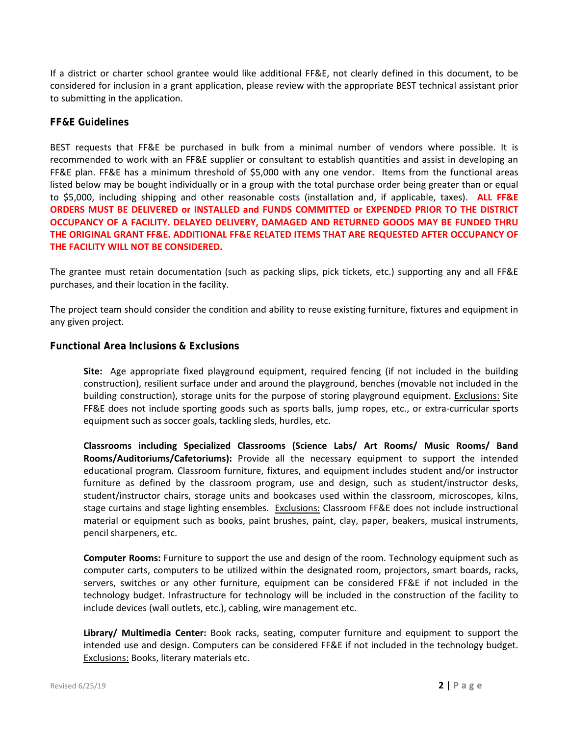If a district or charter school grantee would like additional FF&E, not clearly defined in this document, to be considered for inclusion in a grant application, please review with the appropriate BEST technical assistant prior to submitting in the application.

## FF&E Guidelines

BEST requests that FF&E be purchased in bulk from a minimal number of vendors where possible. It is recommended to work with an FF&E supplier or consultant to establish quantities and assist in developing an FF&E plan. FF&E has a minimum threshold of $5,000 with any one vendor. Items from the functional areas listed below may be bought individually or in a group with the total purchase order being greater than or equal to $5,000, including shipping and other reasonable costs (installation and, if applicable, taxes). **ALL FF&E ORDERS MUST BE DELIVERED or INSTALLED and FUNDS COMMITTED or EXPENDED PRIOR TO THE DISTRICT OCCUPANCY OF A FACILITY. DELAYED DELIVERY, DAMAGED AND RETURNED GOODS MAY BE FUNDED THRU THE ORIGINAL GRANT FF&E. ADDITIONAL FF&E RELATED ITEMS THAT ARE REQUESTED AFTER OCCUPANCY OF THE FACILITY WILL NOT BE CONSIDERED.**

The grantee must retain documentation (such as packing slips, pick tickets, etc.) supporting any and all FF&E purchases, and their location in the facility.

The project team should consider the condition and ability to reuse existing furniture, fixtures and equipment in any given project.

## Functional Area Inclusions & Exclusions

**Site:** Age appropriate fixed playground equipment, required fencing (if not included in the building construction), resilient surface under and around the playground, benches (movable not included in the building construction), storage units for the purpose of storing playground equipment. Exclusions: Site FF&E does not include sporting goods such as sports balls, jump ropes, etc., or extra-curricular sports equipment such as soccer goals, tackling sleds, hurdles, etc.

**Classrooms including Specialized Classrooms (Science Labs/ Art Rooms/ Music Rooms/ Band Rooms/Auditoriums/Cafetoriums):** Provide all the necessary equipment to support the intended educational program. Classroom furniture, fixtures, and equipment includes student and/or instructor furniture as defined by the classroom program, use and design, such as student/instructor desks, student/instructor chairs, storage units and bookcases used within the classroom, microscopes, kilns, stage curtains and stage lighting ensembles. Exclusions: Classroom FF&E does not include instructional material or equipment such as books, paint brushes, paint, clay, paper, beakers, musical instruments, pencil sharpeners, etc.

**Computer Rooms:** Furniture to support the use and design of the room. Technology equipment such as computer carts, computers to be utilized within the designated room, projectors, smart boards, racks, servers, switches or any other furniture, equipment can be considered FF&E if not included in the technology budget. Infrastructure for technology will be included in the construction of the facility to include devices (wall outlets, etc.), cabling, wire management etc.

**Library/ Multimedia Center:** Book racks, seating, computer furniture and equipment to support the intended use and design. Computers can be considered FF&E if not included in the technology budget. Exclusions: Books, literary materials etc.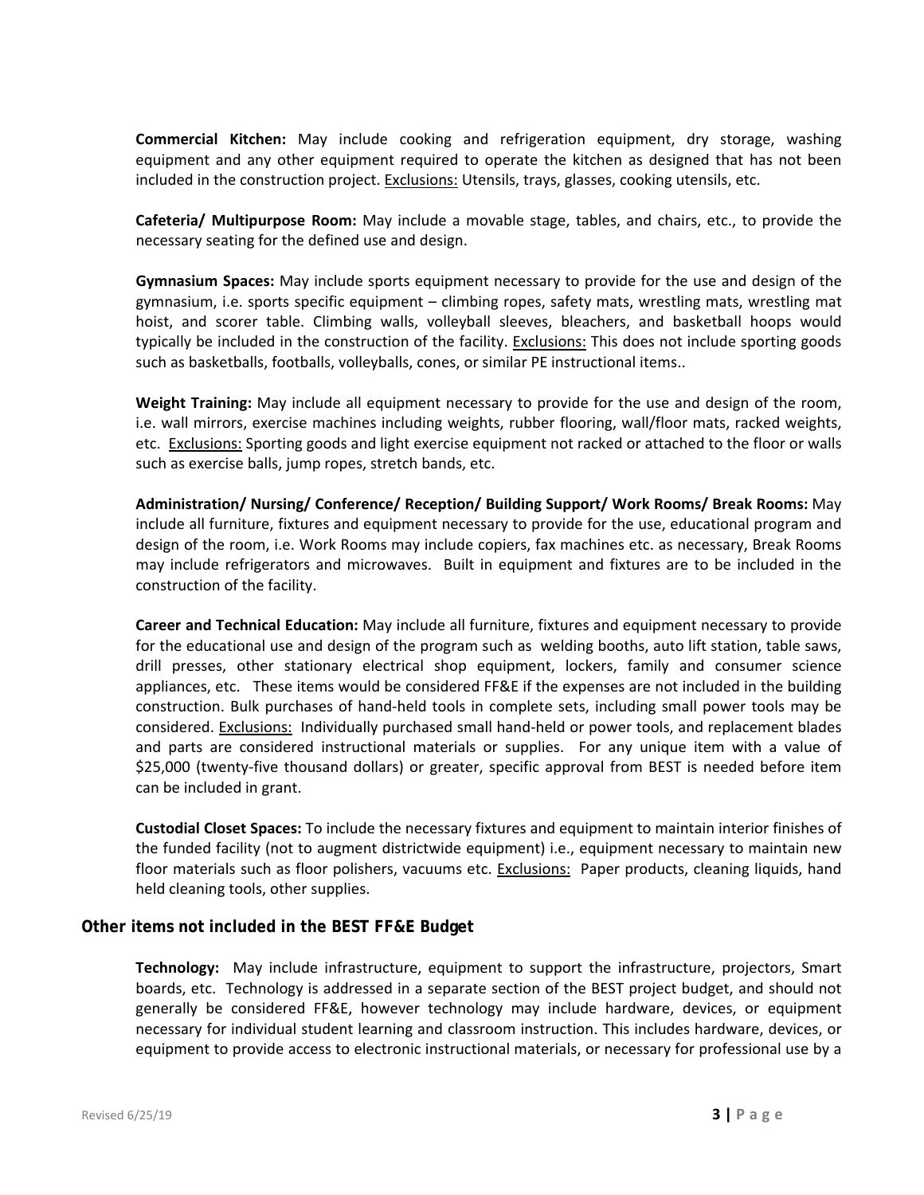**Commercial Kitchen:** May include cooking and refrigeration equipment, dry storage, washing equipment and any other equipment required to operate the kitchen as designed that has not been included in the construction project. Exclusions: Utensils, trays, glasses, cooking utensils, etc.

**Cafeteria/ Multipurpose Room:** May include a movable stage, tables, and chairs, etc., to provide the necessary seating for the defined use and design.

**Gymnasium Spaces:** May include sports equipment necessary to provide for the use and design of the gymnasium, i.e. sports specific equipment – climbing ropes, safety mats, wrestling mats, wrestling mat hoist, and scorer table. Climbing walls, volleyball sleeves, bleachers, and basketball hoops would typically be included in the construction of the facility. Exclusions: This does not include sporting goods such as basketballs, footballs, volleyballs, cones, or similar PE instructional items..

**Weight Training:** May include all equipment necessary to provide for the use and design of the room, i.e. wall mirrors, exercise machines including weights, rubber flooring, wall/floor mats, racked weights, etc. Exclusions: Sporting goods and light exercise equipment not racked or attached to the floor or walls such as exercise balls, jump ropes, stretch bands, etc.

**Administration/ Nursing/ Conference/ Reception/ Building Support/ Work Rooms/ Break Rooms:** May include all furniture, fixtures and equipment necessary to provide for the use, educational program and design of the room, i.e. Work Rooms may include copiers, fax machines etc. as necessary, Break Rooms may include refrigerators and microwaves. Built in equipment and fixtures are to be included in the construction of the facility.

**Career and Technical Education:** May include all furniture, fixtures and equipment necessary to provide for the educational use and design of the program such as welding booths, auto lift station, table saws, drill presses, other stationary electrical shop equipment, lockers, family and consumer science appliances, etc. These items would be considered FF&E if the expenses are not included in the building construction. Bulk purchases of hand-held tools in complete sets, including small power tools may be considered. Exclusions: Individually purchased small hand-held or power tools, and replacement blades and parts are considered instructional materials or supplies. For any unique item with a value of $25,000 (twenty-five thousand dollars) or greater, specific approval from BEST is needed before item can be included in grant.

**Custodial Closet Spaces:** To include the necessary fixtures and equipment to maintain interior finishes of the funded facility (not to augment districtwide equipment) i.e., equipment necessary to maintain new floor materials such as floor polishers, vacuums etc. Exclusions: Paper products, cleaning liquids, hand held cleaning tools, other supplies.

### Other items not included in the BEST FF&E Budget

**Technology:** May include infrastructure, equipment to support the infrastructure, projectors, Smart boards, etc. Technology is addressed in a separate section of the BEST project budget, and should not generally be considered FF&E, however technology may include hardware, devices, or equipment necessary for individual student learning and classroom instruction. This includes hardware, devices, or equipment to provide access to electronic instructional materials, or necessary for professional use by a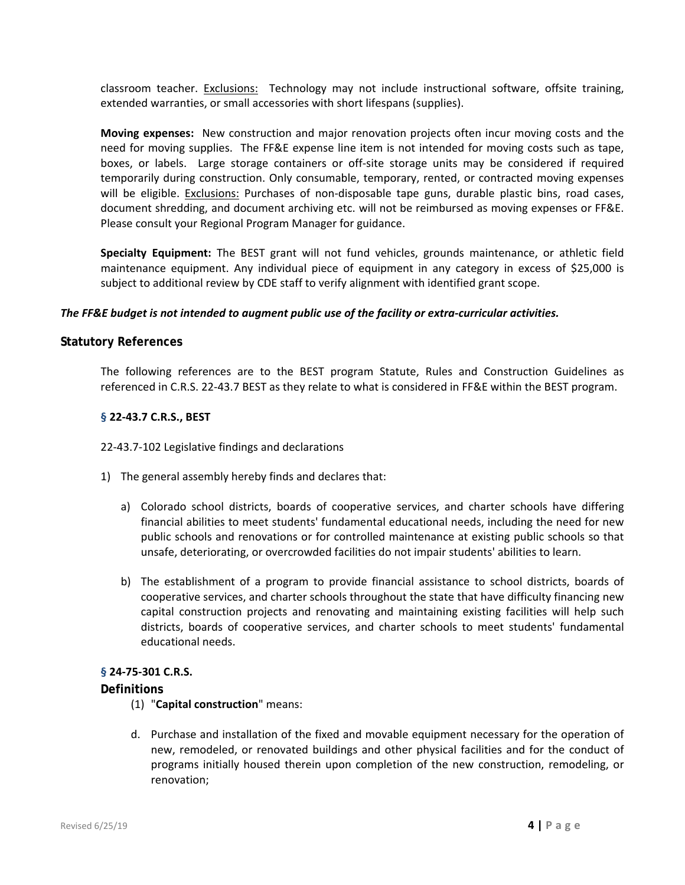classroom teacher. Exclusions: Technology may not include instructional software, offsite training, extended warranties, or small accessories with short lifespans (supplies).

**Moving expenses:** New construction and major renovation projects often incur moving costs and the need for moving supplies. The FF&E expense line item is not intended for moving costs such as tape, boxes, or labels. Large storage containers or off-site storage units may be considered if required temporarily during construction. Only consumable, temporary, rented, or contracted moving expenses will be eligible. Exclusions: Purchases of non-disposable tape guns, durable plastic bins, road cases, document shredding, and document archiving etc. will not be reimbursed as moving expenses or FF&E. Please consult your Regional Program Manager for guidance.

**Specialty Equipment:** The BEST grant will not fund vehicles, grounds maintenance, or athletic field maintenance equipment. Any individual piece of equipment in any category in excess of $25,000 is subject to additional review by CDE staff to verify alignment with identified grant scope.

***The FF&E budget is not intended to augment public use of the facility or extra-curricular activities.***

## Statutory References

The following references are to the BEST program Statute, Rules and Construction Guidelines as referenced in C.R.S. 22-43.7 BEST as they relate to what is considered in FF&E within the BEST program.

**§ 22-43.7 C.R.S., BEST**

22-43.7-102 Legislative findings and declarations

1) The general assembly hereby finds and declares that:

   a) Colorado school districts, boards of cooperative services, and charter schools have differing financial abilities to meet students' fundamental educational needs, including the need for new public schools and renovations or for controlled maintenance at existing public schools so that unsafe, deteriorating, or overcrowded facilities do not impair students' abilities to learn.

   b) The establishment of a program to provide financial assistance to school districts, boards of cooperative services, and charter schools throughout the state that have difficulty financing new capital construction projects and renovating and maintaining existing facilities will help such districts, boards of cooperative services, and charter schools to meet students' fundamental educational needs.

**§ 24-75-301 C.R.S.**

### Definitions

(1) "**Capital construction**" means:

   d. Purchase and installation of the fixed and movable equipment necessary for the operation of new, remodeled, or renovated buildings and other physical facilities and for the conduct of programs initially housed therein upon completion of the new construction, remodeling, or renovation;